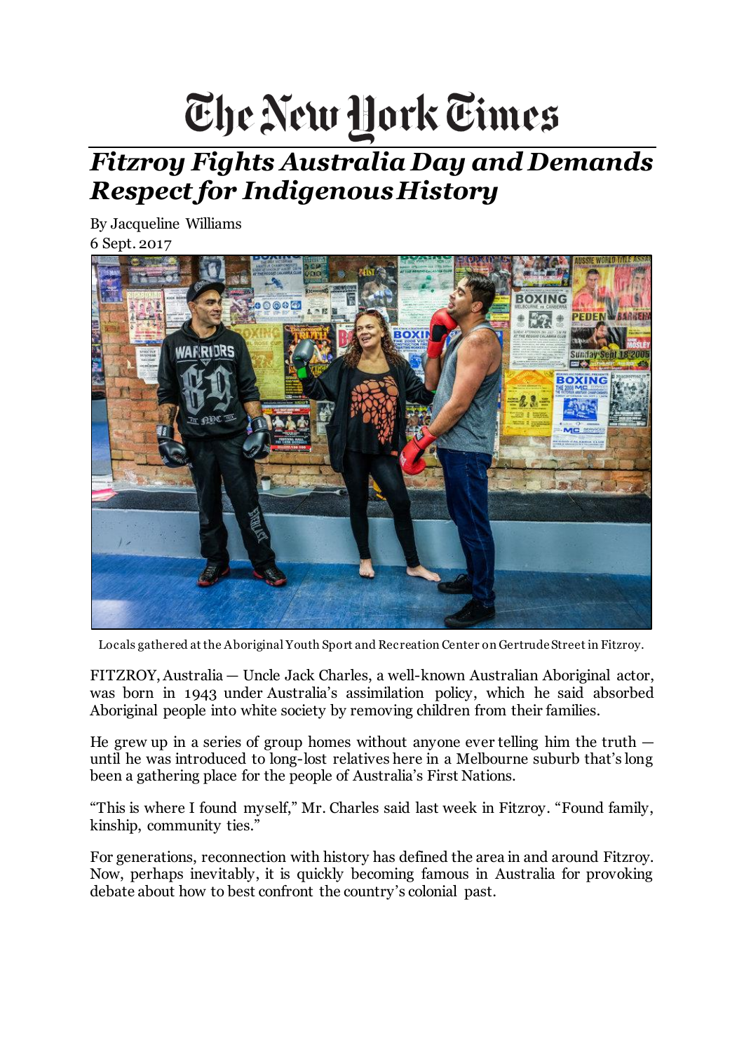# The New York Times

## *Fitzroy Fights Australia Day and Demands Respect for Indigenous History*

By Jacqueline Williams
6 Sept. 2017

Locals gathered at the Aboriginal Youth Sport and Recreation Center on Gertrude Street in Fitzroy.

FITZROY, Australia — Uncle Jack Charles, a well-known Australian Aboriginal actor, was born in 1943 under Australia's assimilation policy, which he said absorbed Aboriginal people into white society by removing children from their families.

He grew up in a series of group homes without anyone ever telling him the truth — until he was introduced to long-lost relatives here in a Melbourne suburb that's long been a gathering place for the people of Australia's First Nations.

"This is where I found myself," Mr. Charles said last week in Fitzroy. "Found family, kinship, community ties."

For generations, reconnection with history has defined the area in and around Fitzroy. Now, perhaps inevitably, it is quickly becoming famous in Australia for provoking debate about how to best confront the country's colonial past.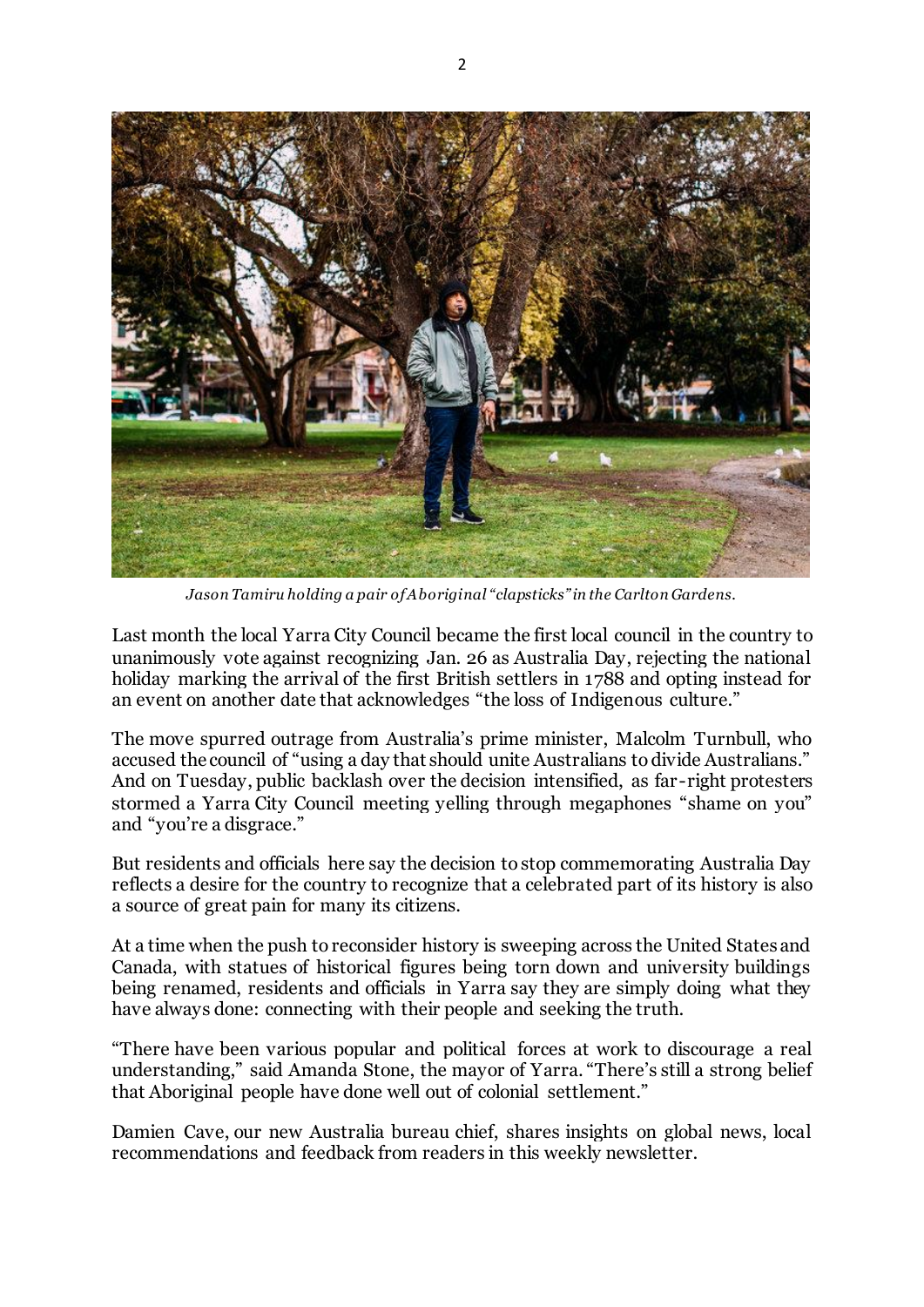*Jason Tamiru holding a pair of Aboriginal "clapsticks" in the Carlton Gardens.*

Last month the local Yarra City Council became the first local council in the country to unanimously vote against recognizing Jan. 26 as Australia Day, rejecting the national holiday marking the arrival of the first British settlers in 1788 and opting instead for an event on another date that acknowledges "the loss of Indigenous culture."

The move spurred outrage from Australia's prime minister, Malcolm Turnbull, who accused the council of "using a day that should unite Australians to divide Australians." And on Tuesday, public backlash over the decision intensified, as far-right protesters stormed a Yarra City Council meeting yelling through megaphones "shame on you" and "you're a disgrace."

But residents and officials here say the decision to stop commemorating Australia Day reflects a desire for the country to recognize that a celebrated part of its history is also a source of great pain for many its citizens.

At a time when the push to reconsider history is sweeping across the United States and Canada, with statues of historical figures being torn down and university buildings being renamed, residents and officials in Yarra say they are simply doing what they have always done: connecting with their people and seeking the truth.

"There have been various popular and political forces at work to discourage a real understanding," said Amanda Stone, the mayor of Yarra. "There's still a strong belief that Aboriginal people have done well out of colonial settlement."

Damien Cave, our new Australia bureau chief, shares insights on global news, local recommendations and feedback from readers in this weekly newsletter.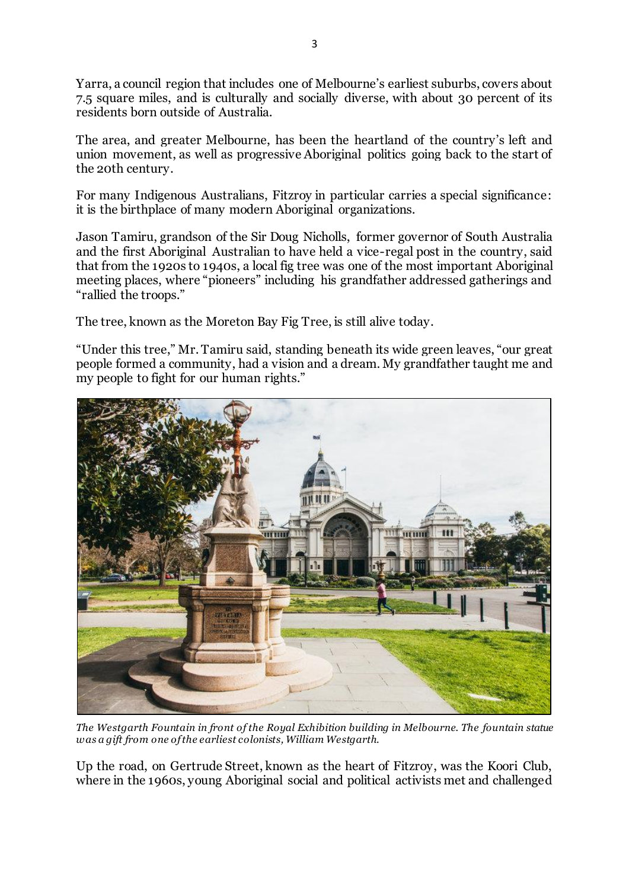Yarra, a council region that includes one of Melbourne's earliest suburbs, covers about 7.5 square miles, and is culturally and socially diverse, with about 30 percent of its residents born outside of Australia.

The area, and greater Melbourne, has been the heartland of the country's left and union movement, as well as progressive Aboriginal politics going back to the start of the 20th century.

For many Indigenous Australians, Fitzroy in particular carries a special significance: it is the birthplace of many modern Aboriginal organizations.

Jason Tamiru, grandson of the Sir Doug Nicholls, former governor of South Australia and the first Aboriginal Australian to have held a vice-regal post in the country, said that from the 1920s to 1940s, a local fig tree was one of the most important Aboriginal meeting places, where "pioneers" including his grandfather addressed gatherings and "rallied the troops."

The tree, known as the Moreton Bay Fig Tree, is still alive today.

"Under this tree," Mr. Tamiru said, standing beneath its wide green leaves, "our great people formed a community, had a vision and a dream. My grandfather taught me and my people to fight for our human rights."

*The Westgarth Fountain in front of the Royal Exhibition building in Melbourne. The fountain statue was a gift from one of the earliest colonists, William Westgarth.*

Up the road, on Gertrude Street, known as the heart of Fitzroy, was the Koori Club, where in the 1960s, young Aboriginal social and political activists met and challenged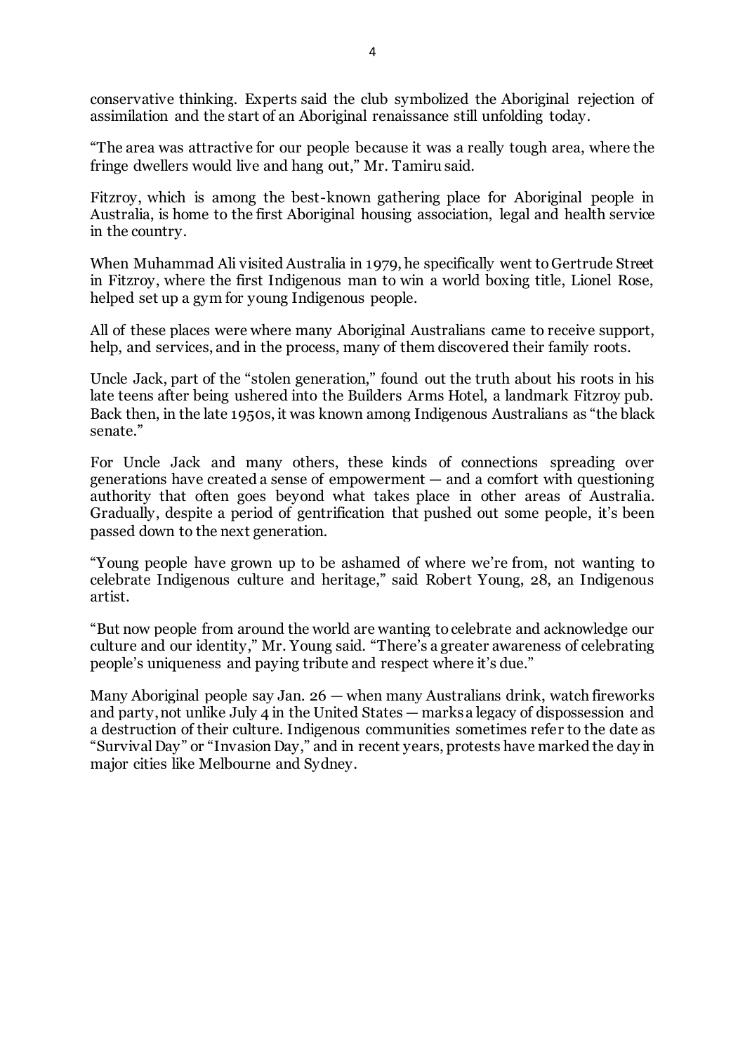conservative thinking. Experts said the club symbolized the Aboriginal rejection of assimilation and the start of an Aboriginal renaissance still unfolding today.

"The area was attractive for our people because it was a really tough area, where the fringe dwellers would live and hang out," Mr. Tamiru said.

Fitzroy, which is among the best-known gathering place for Aboriginal people in Australia, is home to the first Aboriginal housing association, legal and health service in the country.

When Muhammad Ali visited Australia in 1979, he specifically went to Gertrude Street in Fitzroy, where the first Indigenous man to win a world boxing title, Lionel Rose, helped set up a gym for young Indigenous people.

All of these places were where many Aboriginal Australians came to receive support, help, and services, and in the process, many of them discovered their family roots.

Uncle Jack, part of the "stolen generation," found out the truth about his roots in his late teens after being ushered into the Builders Arms Hotel, a landmark Fitzroy pub. Back then, in the late 1950s, it was known among Indigenous Australians as "the black senate."

For Uncle Jack and many others, these kinds of connections spreading over generations have created a sense of empowerment — and a comfort with questioning authority that often goes beyond what takes place in other areas of Australia. Gradually, despite a period of gentrification that pushed out some people, it's been passed down to the next generation.

"Young people have grown up to be ashamed of where we're from, not wanting to celebrate Indigenous culture and heritage," said Robert Young, 28, an Indigenous artist.

"But now people from around the world are wanting to celebrate and acknowledge our culture and our identity," Mr. Young said. "There's a greater awareness of celebrating people's uniqueness and paying tribute and respect where it's due."

Many Aboriginal people say Jan. 26 — when many Australians drink, watch fireworks and party, not unlike July 4 in the United States — marks a legacy of dispossession and a destruction of their culture. Indigenous communities sometimes refer to the date as "Survival Day" or "Invasion Day," and in recent years, protests have marked the day in major cities like Melbourne and Sydney.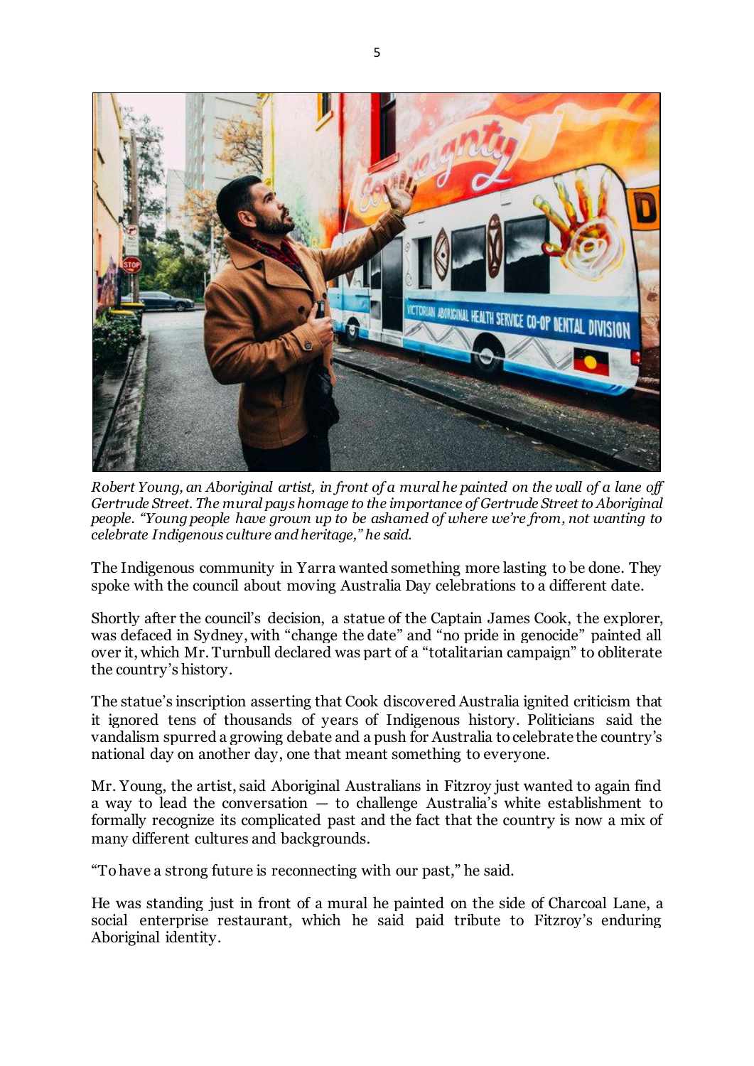*Robert Young, an Aboriginal artist, in front of a mural he painted on the wall of a lane off Gertrude Street. The mural pays homage to the importance of Gertrude Street to Aboriginal people. "Young people have grown up to be ashamed of where we're from, not wanting to celebrate Indigenous culture and heritage," he said.*

The Indigenous community in Yarra wanted something more lasting to be done. They spoke with the council about moving Australia Day celebrations to a different date.

Shortly after the council's decision, a statue of the Captain James Cook, the explorer, was defaced in Sydney, with "change the date" and "no pride in genocide" painted all over it, which Mr. Turnbull declared was part of a "totalitarian campaign" to obliterate the country's history.

The statue's inscription asserting that Cook discovered Australia ignited criticism that it ignored tens of thousands of years of Indigenous history. Politicians said the vandalism spurred a growing debate and a push for Australia to celebrate the country's national day on another day, one that meant something to everyone.

Mr. Young, the artist, said Aboriginal Australians in Fitzroy just wanted to again find a way to lead the conversation — to challenge Australia's white establishment to formally recognize its complicated past and the fact that the country is now a mix of many different cultures and backgrounds.

"To have a strong future is reconnecting with our past," he said.

He was standing just in front of a mural he painted on the side of Charcoal Lane, a social enterprise restaurant, which he said paid tribute to Fitzroy's enduring Aboriginal identity.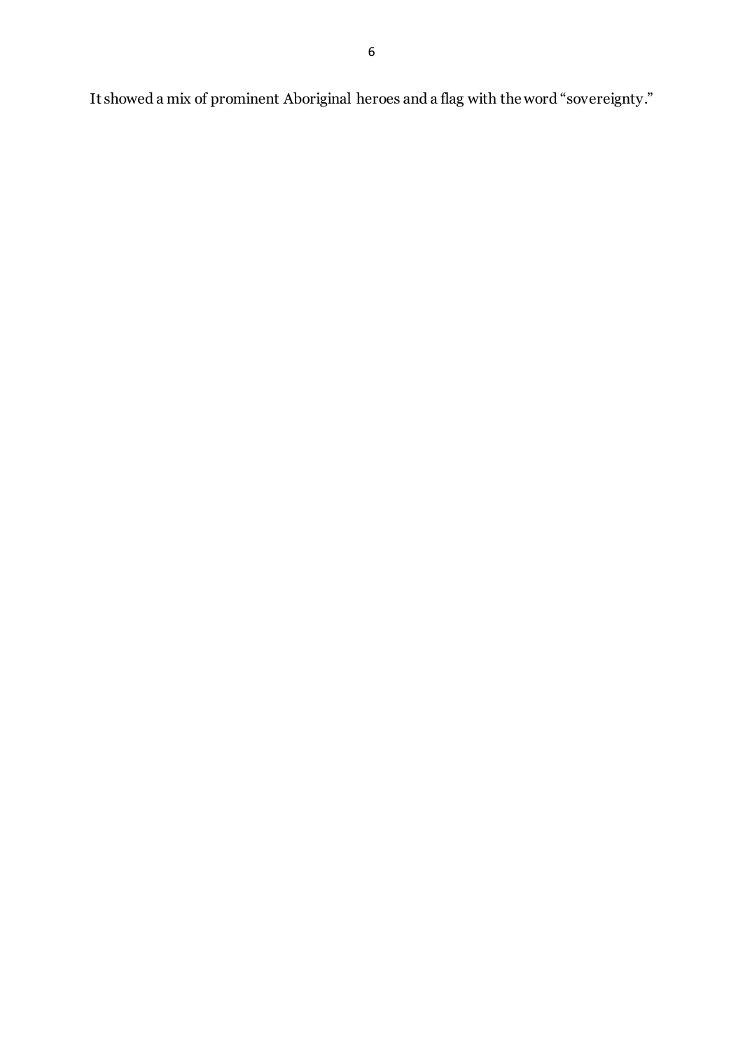It showed a mix of prominent Aboriginal heroes and a flag with the word "sovereignty."